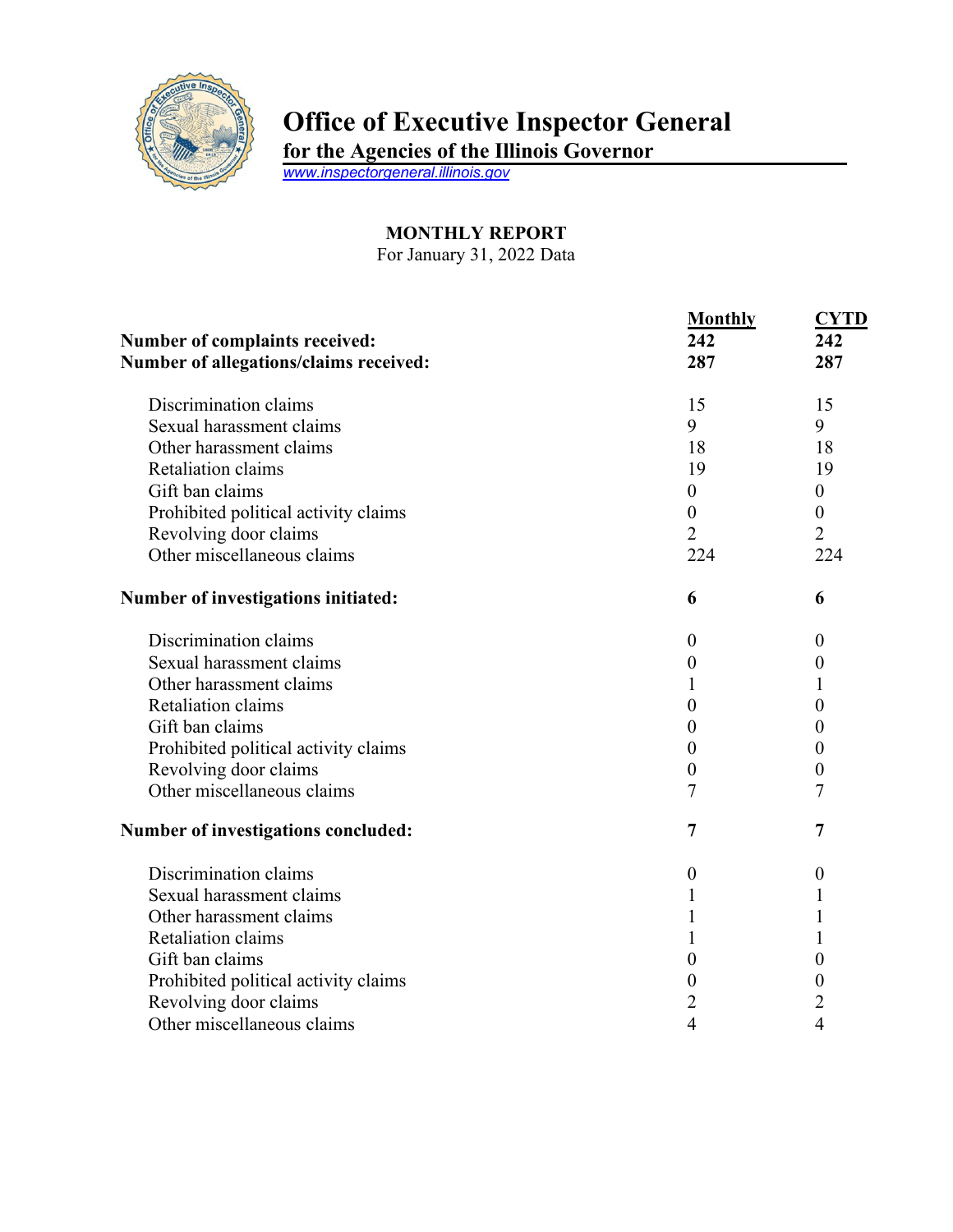# Office of Executive Inspector General

**for the Agencies of the Illinois Governor**

www.inspectorgeneral.illinois.gov

## MONTHLY REPORT

For January 31, 2022 Data

| | Monthly | CYTD |
|---|---|---|
| **Number of complaints received:** | **242** | **242** |
| **Number of allegations/claims received:** | **287** | **287** |
| Discrimination claims | 15 | 15 |
| Sexual harassment claims | 9 | 9 |
| Other harassment claims | 18 | 18 |
| Retaliation claims | 19 | 19 |
| Gift ban claims | 0 | 0 |
| Prohibited political activity claims | 0 | 0 |
| Revolving door claims | 2 | 2 |
| Other miscellaneous claims | 224 | 224 |
| **Number of investigations initiated:** | **6** | **6** |
| Discrimination claims | 0 | 0 |
| Sexual harassment claims | 0 | 0 |
| Other harassment claims | 1 | 1 |
| Retaliation claims | 0 | 0 |
| Gift ban claims | 0 | 0 |
| Prohibited political activity claims | 0 | 0 |
| Revolving door claims | 0 | 0 |
| Other miscellaneous claims | 7 | 7 |
| **Number of investigations concluded:** | **7** | **7** |
| Discrimination claims | 0 | 0 |
| Sexual harassment claims | 1 | 1 |
| Other harassment claims | 1 | 1 |
| Retaliation claims | 1 | 1 |
| Gift ban claims | 0 | 0 |
| Prohibited political activity claims | 0 | 0 |
| Revolving door claims | 2 | 2 |
| Other miscellaneous claims | 4 | 4 |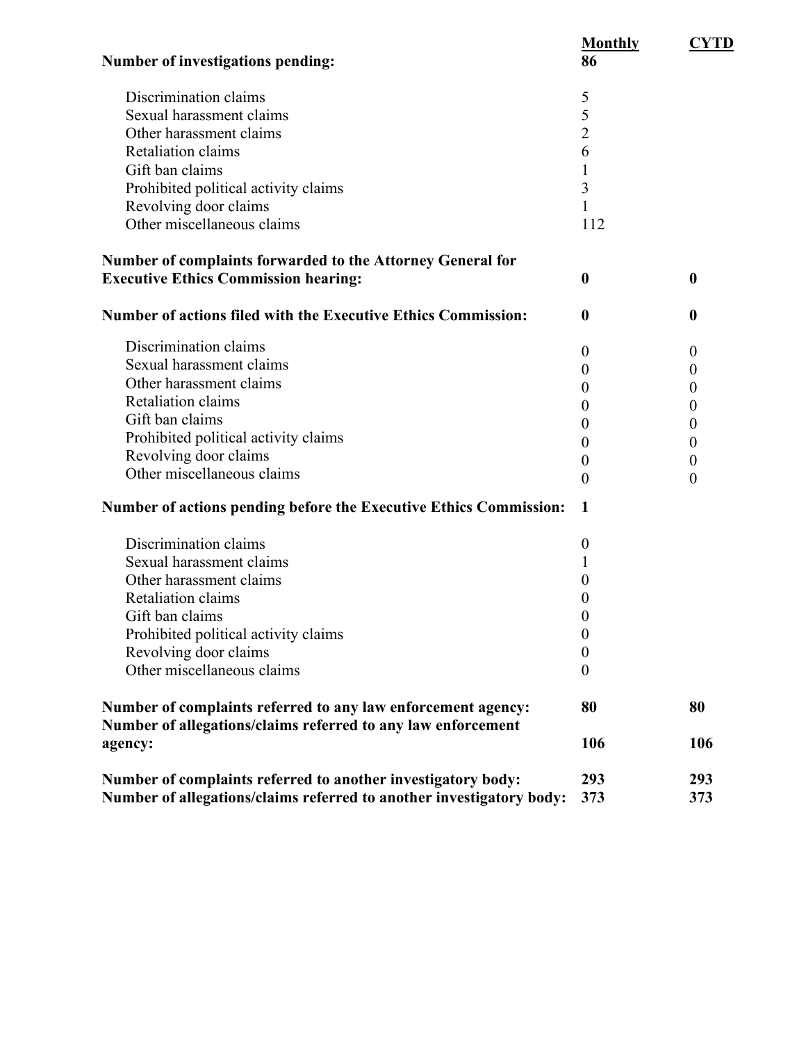| | Monthly | CYTD |
|---|---|---|
| **Number of investigations pending:** | **86** | |
| Discrimination claims | 5 | |
| Sexual harassment claims | 5 | |
| Other harassment claims | 2 | |
| Retaliation claims | 6 | |
| Gift ban claims | 1 | |
| Prohibited political activity claims | 3 | |
| Revolving door claims | 1 | |
| Other miscellaneous claims | 112 | |
| **Number of complaints forwarded to the Attorney General for Executive Ethics Commission hearing:** | **0** | **0** |
| **Number of actions filed with the Executive Ethics Commission:** | **0** | **0** |
| Discrimination claims | 0 | 0 |
| Sexual harassment claims | 0 | 0 |
| Other harassment claims | 0 | 0 |
| Retaliation claims | 0 | 0 |
| Gift ban claims | 0 | 0 |
| Prohibited political activity claims | 0 | 0 |
| Revolving door claims | 0 | 0 |
| Other miscellaneous claims | 0 | 0 |
| **Number of actions pending before the Executive Ethics Commission:** | **1** | |
| Discrimination claims | 0 | |
| Sexual harassment claims | 1 | |
| Other harassment claims | 0 | |
| Retaliation claims | 0 | |
| Gift ban claims | 0 | |
| Prohibited political activity claims | 0 | |
| Revolving door claims | 0 | |
| Other miscellaneous claims | 0 | |
| **Number of complaints referred to any law enforcement agency:** | **80** | **80** |
| **Number of allegations/claims referred to any law enforcement agency:** | **106** | **106** |
| **Number of complaints referred to another investigatory body:** | **293** | **293** |
| **Number of allegations/claims referred to another investigatory body:** | **373** | **373** |